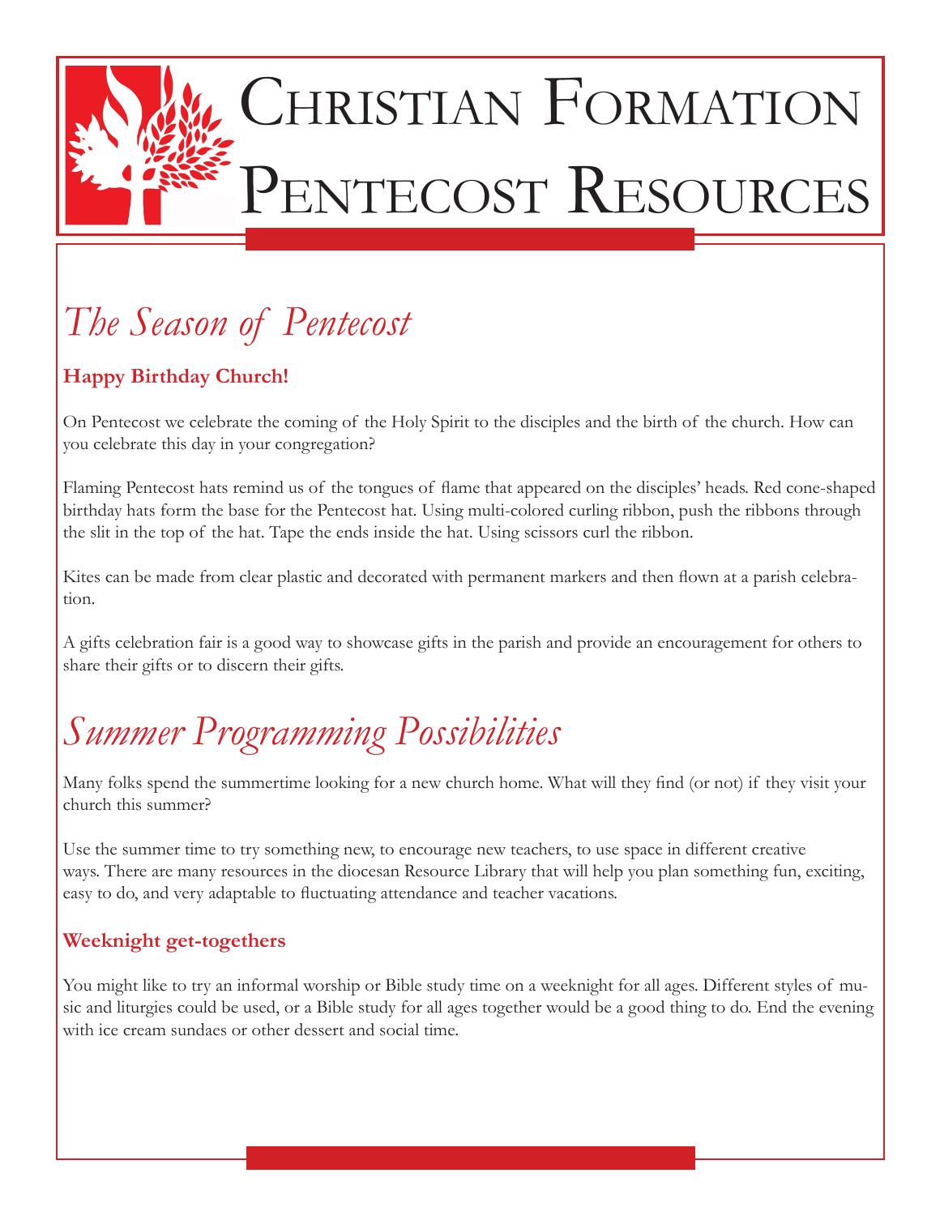# Christian Formation Pentecost Resources

## *The Season of Pentecost*

### Happy Birthday Church!

On Pentecost we celebrate the coming of the Holy Spirit to the disciples and the birth of the church. How can you celebrate this day in your congregation?

Flaming Pentecost hats remind us of the tongues of flame that appeared on the disciples' heads. Red cone-shaped birthday hats form the base for the Pentecost hat. Using multi-colored curling ribbon, push the ribbons through the slit in the top of the hat. Tape the ends inside the hat. Using scissors curl the ribbon.

Kites can be made from clear plastic and decorated with permanent markers and then flown at a parish celebration.

A gifts celebration fair is a good way to showcase gifts in the parish and provide an encouragement for others to share their gifts or to discern their gifts.

## *Summer Programming Possibilities*

Many folks spend the summertime looking for a new church home. What will they find (or not) if they visit your church this summer?

Use the summer time to try something new, to encourage new teachers, to use space in different creative ways. There are many resources in the diocesan Resource Library that will help you plan something fun, exciting, easy to do, and very adaptable to fluctuating attendance and teacher vacations.

### Weeknight get-togethers

You might like to try an informal worship or Bible study time on a weeknight for all ages. Different styles of music and liturgies could be used, or a Bible study for all ages together would be a good thing to do. End the evening with ice cream sundaes or other dessert and social time.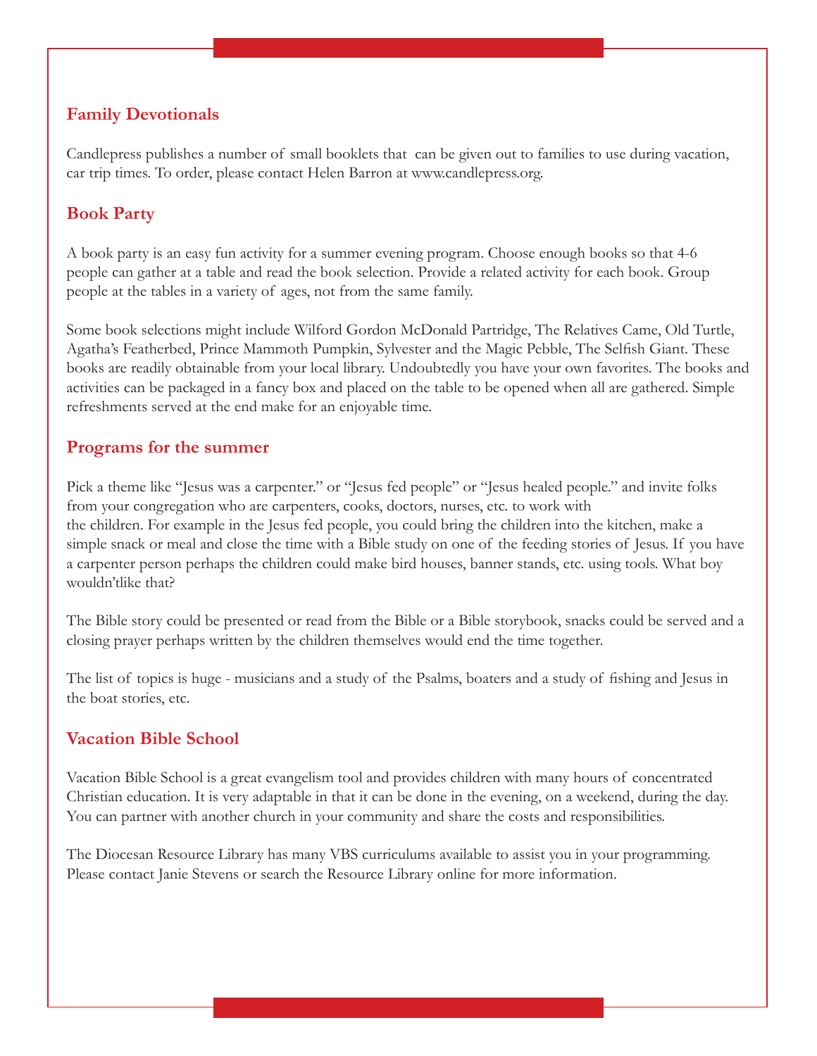## Family Devotionals

Candlepress publishes a number of small booklets that can be given out to families to use during vacation, car trip times. To order, please contact Helen Barron at www.candlepress.org.

## Book Party

A book party is an easy fun activity for a summer evening program. Choose enough books so that 4-6 people can gather at a table and read the book selection. Provide a related activity for each book. Group people at the tables in a variety of ages, not from the same family.

Some book selections might include Wilford Gordon McDonald Partridge, The Relatives Came, Old Turtle, Agatha's Featherbed, Prince Mammoth Pumpkin, Sylvester and the Magic Pebble, The Selfish Giant. These books are readily obtainable from your local library. Undoubtedly you have your own favorites. The books and activities can be packaged in a fancy box and placed on the table to be opened when all are gathered. Simple refreshments served at the end make for an enjoyable time.

## Programs for the summer

Pick a theme like "Jesus was a carpenter." or "Jesus fed people" or "Jesus healed people." and invite folks from your congregation who are carpenters, cooks, doctors, nurses, etc. to work with the children. For example in the Jesus fed people, you could bring the children into the kitchen, make a simple snack or meal and close the time with a Bible study on one of the feeding stories of Jesus. If you have a carpenter person perhaps the children could make bird houses, banner stands, etc. using tools. What boy wouldn'tlike that?

The Bible story could be presented or read from the Bible or a Bible storybook, snacks could be served and a closing prayer perhaps written by the children themselves would end the time together.

The list of topics is huge - musicians and a study of the Psalms, boaters and a study of fishing and Jesus in the boat stories, etc.

## Vacation Bible School

Vacation Bible School is a great evangelism tool and provides children with many hours of concentrated Christian education. It is very adaptable in that it can be done in the evening, on a weekend, during the day. You can partner with another church in your community and share the costs and responsibilities.

The Diocesan Resource Library has many VBS curriculums available to assist you in your programming. Please contact Janie Stevens or search the Resource Library online for more information.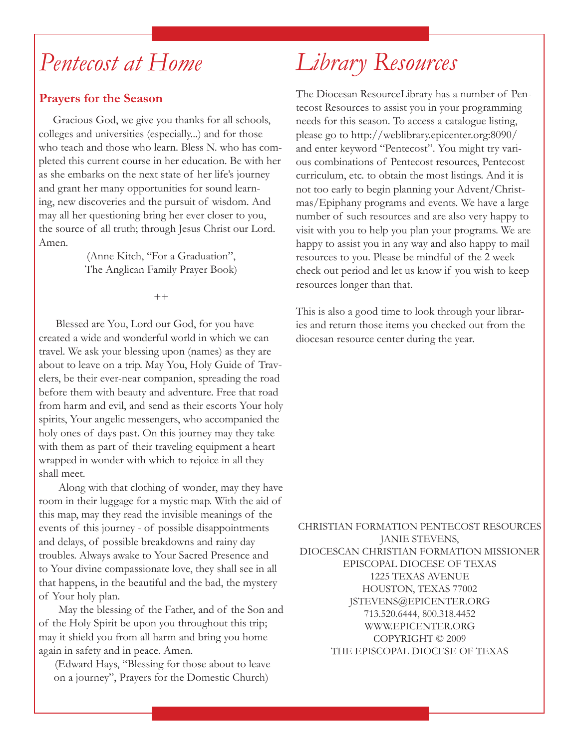# Pentecost at Home

## Prayers for the Season

Gracious God, we give you thanks for all schools, colleges and universities (especially...) and for those who teach and those who learn. Bless N. who has completed this current course in her education. Be with her as she embarks on the next state of her life's journey and grant her many opportunities for sound learning, new discoveries and the pursuit of wisdom. And may all her questioning bring her ever closer to you, the source of all truth; through Jesus Christ our Lord. Amen.

(Anne Kitch, "For a Graduation", The Anglican Family Prayer Book)

++

Blessed are You, Lord our God, for you have created a wide and wonderful world in which we can travel. We ask your blessing upon (names) as they are about to leave on a trip. May You, Holy Guide of Travelers, be their ever-near companion, spreading the road before them with beauty and adventure. Free that road from harm and evil, and send as their escorts Your holy spirits, Your angelic messengers, who accompanied the holy ones of days past. On this journey may they take with them as part of their traveling equipment a heart wrapped in wonder with which to rejoice in all they shall meet.

Along with that clothing of wonder, may they have room in their luggage for a mystic map. With the aid of this map, may they read the invisible meanings of the events of this journey - of possible disappointments and delays, of possible breakdowns and rainy day troubles. Always awake to Your Sacred Presence and to Your divine compassionate love, they shall see in all that happens, in the beautiful and the bad, the mystery of Your holy plan.

May the blessing of the Father, and of the Son and of the Holy Spirit be upon you throughout this trip; may it shield you from all harm and bring you home again in safety and in peace. Amen.

(Edward Hays, "Blessing for those about to leave on a journey", Prayers for the Domestic Church)

# Library Resources

The Diocesan ResourceLibrary has a number of Pentecost Resources to assist you in your programming needs for this season. To access a catalogue listing, please go to http://weblibrary.epicenter.org:8090/ and enter keyword "Pentecost". You might try various combinations of Pentecost resources, Pentecost curriculum, etc. to obtain the most listings. And it is not too early to begin planning your Advent/Christmas/Epiphany programs and events. We have a large number of such resources and are also very happy to visit with you to help you plan your programs. We are happy to assist you in any way and also happy to mail resources to you. Please be mindful of the 2 week check out period and let us know if you wish to keep resources longer than that.

This is also a good time to look through your libraries and return those items you checked out from the diocesan resource center during the year.

CHRISTIAN FORMATION PENTECOST RESOURCES
JANIE STEVENS,
DIOCESCAN CHRISTIAN FORMATION MISSIONER
EPISCOPAL DIOCESE OF TEXAS
1225 TEXAS AVENUE
HOUSTON, TEXAS 77002
JSTEVENS@EPICENTER.ORG
713.520.6444, 800.318.4452
WWW.EPICENTER.ORG
COPYRIGHT © 2009
THE EPISCOPAL DIOCESE OF TEXAS